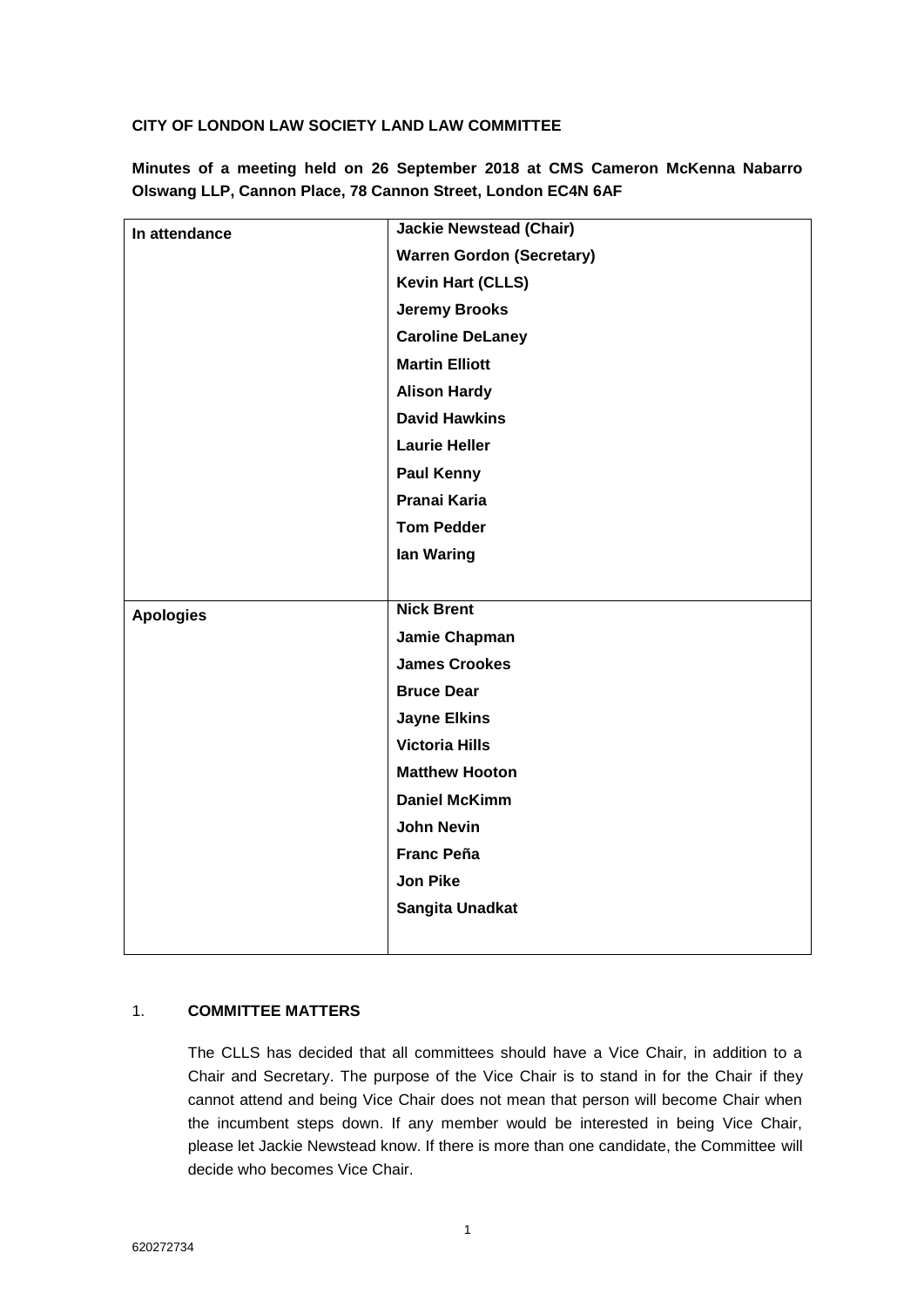**CITY OF LONDON LAW SOCIETY LAND LAW COMMITTEE**

**Minutes of a meeting held on 26 September 2018 at CMS Cameron McKenna Nabarro Olswang LLP, Cannon Place, 78 Cannon Street, London EC4N 6AF**

| | |
|---|---|
| **In attendance** | **Jackie Newstead (Chair)**<br>**Warren Gordon (Secretary)**<br>**Kevin Hart (CLLS)**<br>**Jeremy Brooks**<br>**Caroline DeLaney**<br>**Martin Elliott**<br>**Alison Hardy**<br>**David Hawkins**<br>**Laurie Heller**<br>**Paul Kenny**<br>**Pranai Karia**<br>**Tom Pedder**<br>**Ian Waring** |
| **Apologies** | **Nick Brent**<br>**Jamie Chapman**<br>**James Crookes**<br>**Bruce Dear**<br>**Jayne Elkins**<br>**Victoria Hills**<br>**Matthew Hooton**<br>**Daniel McKimm**<br>**John Nevin**<br>**Franc Peña**<br>**Jon Pike**<br>**Sangita Unadkat** |

## 1. COMMITTEE MATTERS

The CLLS has decided that all committees should have a Vice Chair, in addition to a Chair and Secretary. The purpose of the Vice Chair is to stand in for the Chair if they cannot attend and being Vice Chair does not mean that person will become Chair when the incumbent steps down. If any member would be interested in being Vice Chair, please let Jackie Newstead know. If there is more than one candidate, the Committee will decide who becomes Vice Chair.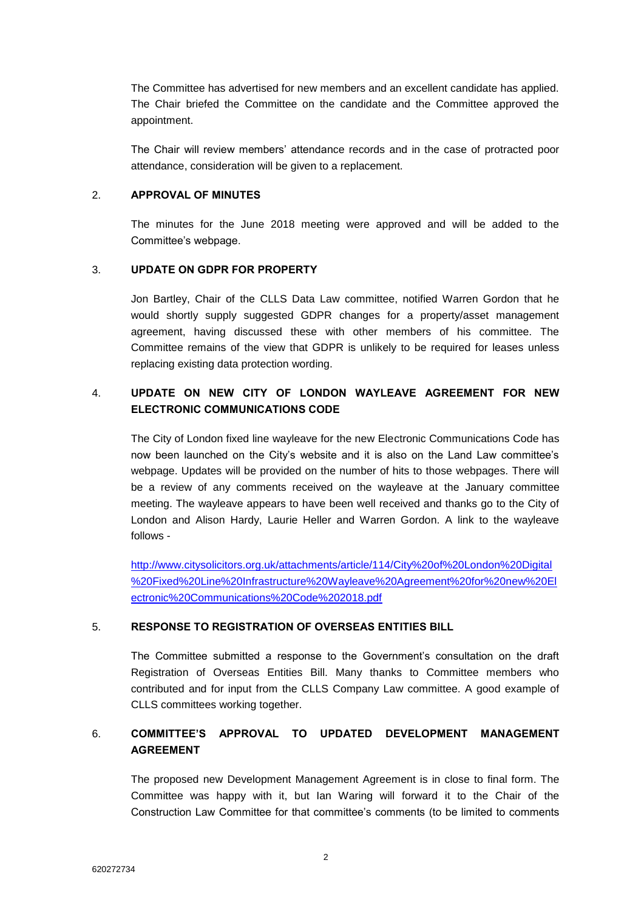The Committee has advertised for new members and an excellent candidate has applied. The Chair briefed the Committee on the candidate and the Committee approved the appointment.

The Chair will review members' attendance records and in the case of protracted poor attendance, consideration will be given to a replacement.

2. **APPROVAL OF MINUTES**

The minutes for the June 2018 meeting were approved and will be added to the Committee's webpage.

3. **UPDATE ON GDPR FOR PROPERTY**

Jon Bartley, Chair of the CLLS Data Law committee, notified Warren Gordon that he would shortly supply suggested GDPR changes for a property/asset management agreement, having discussed these with other members of his committee. The Committee remains of the view that GDPR is unlikely to be required for leases unless replacing existing data protection wording.

4. **UPDATE ON NEW CITY OF LONDON WAYLEAVE AGREEMENT FOR NEW ELECTRONIC COMMUNICATIONS CODE**

The City of London fixed line wayleave for the new Electronic Communications Code has now been launched on the City's website and it is also on the Land Law committee's webpage. Updates will be provided on the number of hits to those webpages. There will be a review of any comments received on the wayleave at the January committee meeting. The wayleave appears to have been well received and thanks go to the City of London and Alison Hardy, Laurie Heller and Warren Gordon. A link to the wayleave follows -

[http://www.citysolicitors.org.uk/attachments/article/114/City%20of%20London%20Digital%20Fixed%20Line%20Infrastructure%20Wayleave%20Agreement%20for%20new%20Electronic%20Communications%20Code%202018.pdf](http://www.citysolicitors.org.uk/attachments/article/114/City%20of%20London%20Digital%20Fixed%20Line%20Infrastructure%20Wayleave%20Agreement%20for%20new%20Electronic%20Communications%20Code%202018.pdf)

5. **RESPONSE TO REGISTRATION OF OVERSEAS ENTITIES BILL**

The Committee submitted a response to the Government's consultation on the draft Registration of Overseas Entities Bill. Many thanks to Committee members who contributed and for input from the CLLS Company Law committee. A good example of CLLS committees working together.

6. **COMMITTEE'S APPROVAL TO UPDATED DEVELOPMENT MANAGEMENT AGREEMENT**

The proposed new Development Management Agreement is in close to final form. The Committee was happy with it, but Ian Waring will forward it to the Chair of the Construction Law Committee for that committee's comments (to be limited to comments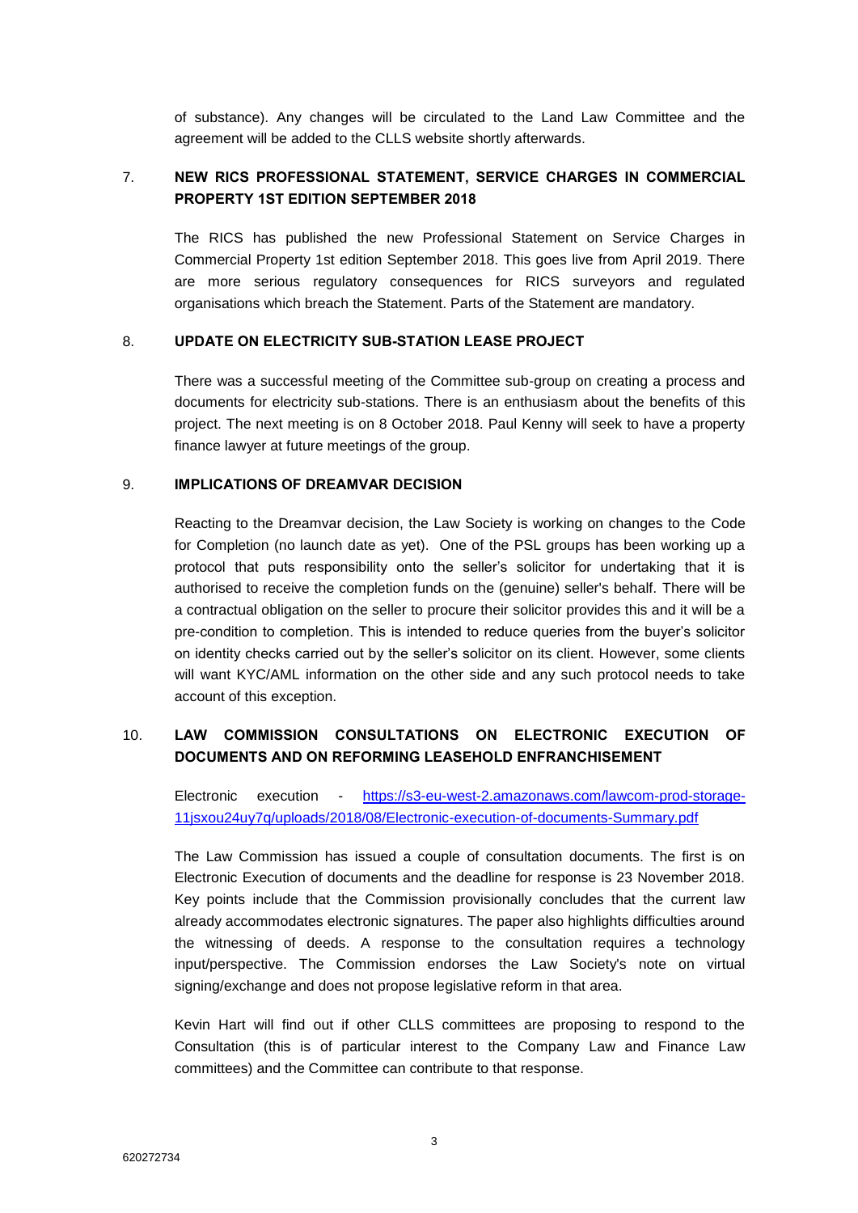of substance). Any changes will be circulated to the Land Law Committee and the agreement will be added to the CLLS website shortly afterwards.

## 7. NEW RICS PROFESSIONAL STATEMENT, SERVICE CHARGES IN COMMERCIAL PROPERTY 1ST EDITION SEPTEMBER 2018

The RICS has published the new Professional Statement on Service Charges in Commercial Property 1st edition September 2018. This goes live from April 2019. There are more serious regulatory consequences for RICS surveyors and regulated organisations which breach the Statement. Parts of the Statement are mandatory.

## 8. UPDATE ON ELECTRICITY SUB-STATION LEASE PROJECT

There was a successful meeting of the Committee sub-group on creating a process and documents for electricity sub-stations. There is an enthusiasm about the benefits of this project. The next meeting is on 8 October 2018. Paul Kenny will seek to have a property finance lawyer at future meetings of the group.

## 9. IMPLICATIONS OF DREAMVAR DECISION

Reacting to the Dreamvar decision, the Law Society is working on changes to the Code for Completion (no launch date as yet). One of the PSL groups has been working up a protocol that puts responsibility onto the seller's solicitor for undertaking that it is authorised to receive the completion funds on the (genuine) seller's behalf. There will be a contractual obligation on the seller to procure their solicitor provides this and it will be a pre-condition to completion. This is intended to reduce queries from the buyer's solicitor on identity checks carried out by the seller's solicitor on its client. However, some clients will want KYC/AML information on the other side and any such protocol needs to take account of this exception.

## 10. LAW COMMISSION CONSULTATIONS ON ELECTRONIC EXECUTION OF DOCUMENTS AND ON REFORMING LEASEHOLD ENFRANCHISEMENT

Electronic execution - https://s3-eu-west-2.amazonaws.com/lawcom-prod-storage-11jsxou24uy7q/uploads/2018/08/Electronic-execution-of-documents-Summary.pdf

The Law Commission has issued a couple of consultation documents. The first is on Electronic Execution of documents and the deadline for response is 23 November 2018. Key points include that the Commission provisionally concludes that the current law already accommodates electronic signatures. The paper also highlights difficulties around the witnessing of deeds. A response to the consultation requires a technology input/perspective. The Commission endorses the Law Society's note on virtual signing/exchange and does not propose legislative reform in that area.

Kevin Hart will find out if other CLLS committees are proposing to respond to the Consultation (this is of particular interest to the Company Law and Finance Law committees) and the Committee can contribute to that response.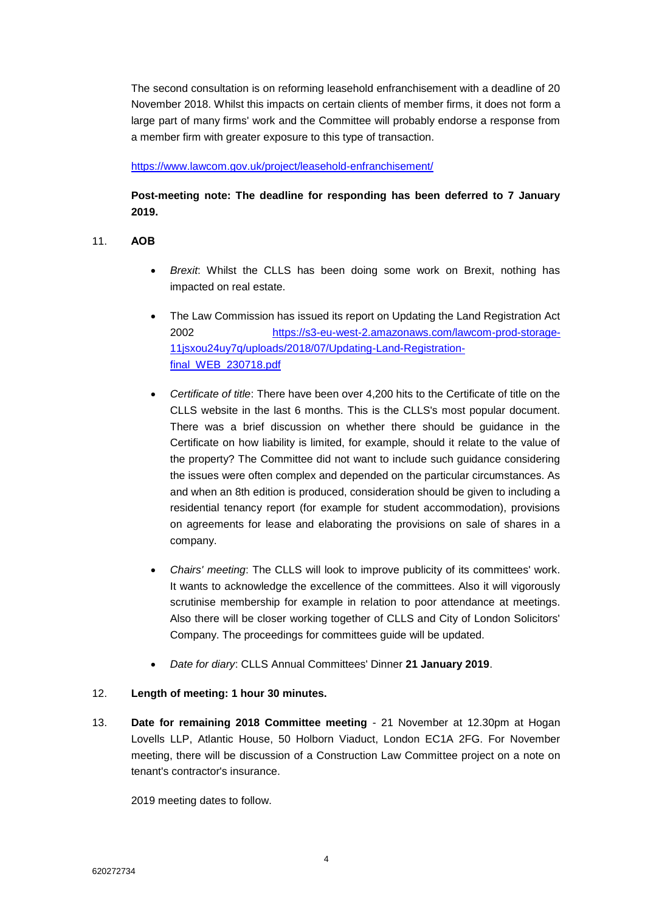The second consultation is on reforming leasehold enfranchisement with a deadline of 20 November 2018. Whilst this impacts on certain clients of member firms, it does not form a large part of many firms' work and the Committee will probably endorse a response from a member firm with greater exposure to this type of transaction.

https://www.lawcom.gov.uk/project/leasehold-enfranchisement/

**Post-meeting note: The deadline for responding has been deferred to 7 January 2019.**

11. **AOB**

- *Brexit*: Whilst the CLLS has been doing some work on Brexit, nothing has impacted on real estate.
- The Law Commission has issued its report on Updating the Land Registration Act 2002 https://s3-eu-west-2.amazonaws.com/lawcom-prod-storage-11jsxou24uy7q/uploads/2018/07/Updating-Land-Registration-final_WEB_230718.pdf
- *Certificate of title*: There have been over 4,200 hits to the Certificate of title on the CLLS website in the last 6 months. This is the CLLS's most popular document. There was a brief discussion on whether there should be guidance in the Certificate on how liability is limited, for example, should it relate to the value of the property? The Committee did not want to include such guidance considering the issues were often complex and depended on the particular circumstances. As and when an 8th edition is produced, consideration should be given to including a residential tenancy report (for example for student accommodation), provisions on agreements for lease and elaborating the provisions on sale of shares in a company.
- *Chairs' meeting*: The CLLS will look to improve publicity of its committees' work. It wants to acknowledge the excellence of the committees. Also it will vigorously scrutinise membership for example in relation to poor attendance at meetings. Also there will be closer working together of CLLS and City of London Solicitors' Company. The proceedings for committees guide will be updated.
- *Date for diary*: CLLS Annual Committees' Dinner **21 January 2019**.

12. **Length of meeting: 1 hour 30 minutes.**

13. **Date for remaining 2018 Committee meeting** - 21 November at 12.30pm at Hogan Lovells LLP, Atlantic House, 50 Holborn Viaduct, London EC1A 2FG. For November meeting, there will be discussion of a Construction Law Committee project on a note on tenant's contractor's insurance.

    2019 meeting dates to follow.

620272734